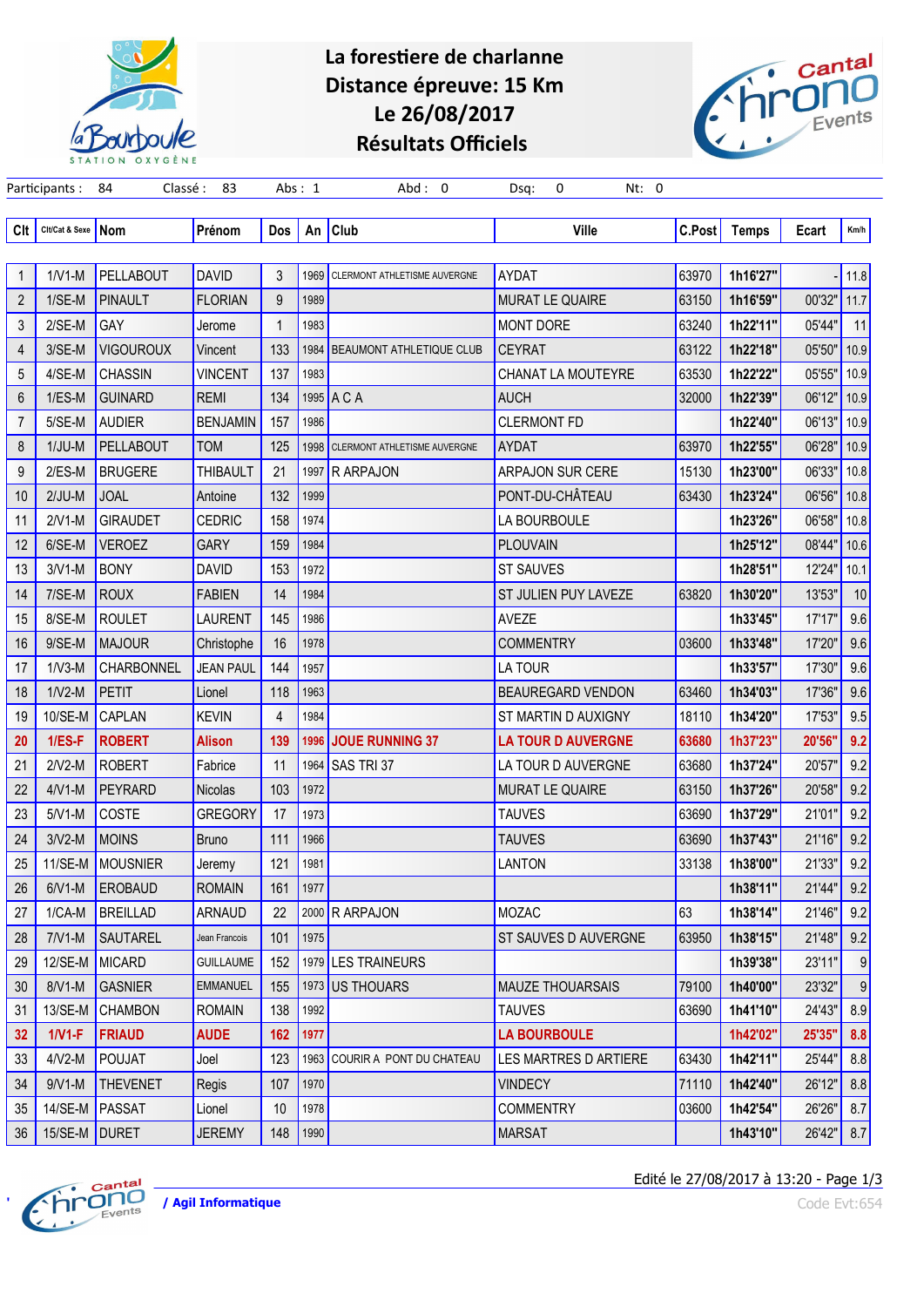# La forestiere de charlanne
## Distance épreuve: 15 Km
## Le 26/08/2017
## Résultats Officiels

Participants : 84 Classé : 83 Abs : 1 Abd : 0 Dsq: 0 Nt: 0

| Clt | Clt/Cat & Sexe | Nom | Prénom | Dos | An | Club | Ville | C.Post | Temps | Ecart | Km/h |
|---|---|---|---|---|---|---|---|---|---|---|---|
| 1 | 1/V1-M | PELLABOUT | DAVID | 3 | 1969 | CLERMONT ATHLETISME AUVERGNE | AYDAT | 63970 | 1h16'27" | - | 11.8 |
| 2 | 1/SE-M | PINAULT | FLORIAN | 9 | 1989 | | MURAT LE QUAIRE | 63150 | 1h16'59" | 00'32" | 11.7 |
| 3 | 2/SE-M | GAY | Jerome | 1 | 1983 | | MONT DORE | 63240 | 1h22'11" | 05'44" | 11 |
| 4 | 3/SE-M | VIGOUROUX | Vincent | 133 | 1984 | BEAUMONT ATHLETIQUE CLUB | CEYRAT | 63122 | 1h22'18" | 05'50" | 10.9 |
| 5 | 4/SE-M | CHASSIN | VINCENT | 137 | 1983 | | CHANAT LA MOUTEYRE | 63530 | 1h22'22" | 05'55" | 10.9 |
| 6 | 1/ES-M | GUINARD | REMI | 134 | 1995 | A C A | AUCH | 32000 | 1h22'39" | 06'12" | 10.9 |
| 7 | 5/SE-M | AUDIER | BENJAMIN | 157 | 1986 | | CLERMONT FD | | 1h22'40" | 06'13" | 10.9 |
| 8 | 1/JU-M | PELLABOUT | TOM | 125 | 1998 | CLERMONT ATHLETISME AUVERGNE | AYDAT | 63970 | 1h22'55" | 06'28" | 10.9 |
| 9 | 2/ES-M | BRUGERE | THIBAULT | 21 | 1997 | R ARPAJON | ARPAJON SUR CERE | 15130 | 1h23'00" | 06'33" | 10.8 |
| 10 | 2/JU-M | JOAL | Antoine | 132 | 1999 | | PONT-DU-CHÂTEAU | 63430 | 1h23'24" | 06'56" | 10.8 |
| 11 | 2/V1-M | GIRAUDET | CEDRIC | 158 | 1974 | | LA BOURBOULE | | 1h23'26" | 06'58" | 10.8 |
| 12 | 6/SE-M | VEROEZ | GARY | 159 | 1984 | | PLOUVAIN | | 1h25'12" | 08'44" | 10.6 |
| 13 | 3/V1-M | BONY | DAVID | 153 | 1972 | | ST SAUVES | | 1h28'51" | 12'24" | 10.1 |
| 14 | 7/SE-M | ROUX | FABIEN | 14 | 1984 | | ST JULIEN PUY LAVEZE | 63820 | 1h30'20" | 13'53" | 10 |
| 15 | 8/SE-M | ROULET | LAURENT | 145 | 1986 | | AVEZE | | 1h33'45" | 17'17" | 9.6 |
| 16 | 9/SE-M | MAJOUR | Christophe | 16 | 1978 | | COMMENTRY | 03600 | 1h33'48" | 17'20" | 9.6 |
| 17 | 1/V3-M | CHARBONNEL | JEAN PAUL | 144 | 1957 | | LA TOUR | | 1h33'57" | 17'30" | 9.6 |
| 18 | 1/V2-M | PETIT | Lionel | 118 | 1963 | | BEAUREGARD VENDON | 63460 | 1h34'03" | 17'36" | 9.6 |
| 19 | 10/SE-M | CAPLAN | KEVIN | 4 | 1984 | | ST MARTIN D AUXIGNY | 18110 | 1h34'20" | 17'53" | 9.5 |
| **20** | **1/ES-F** | **ROBERT** | **Alison** | **139** | **1996** | **JOUE RUNNING 37** | **LA TOUR D AUVERGNE** | **63680** | **1h37'23"** | **20'56"** | **9.2** |
| 21 | 2/V2-M | ROBERT | Fabrice | 11 | 1964 | SAS TRI 37 | LA TOUR D AUVERGNE | 63680 | 1h37'24" | 20'57" | 9.2 |
| 22 | 4/V1-M | PEYRARD | Nicolas | 103 | 1972 | | MURAT LE QUAIRE | 63150 | 1h37'26" | 20'58" | 9.2 |
| 23 | 5/V1-M | COSTE | GREGORY | 17 | 1973 | | TAUVES | 63690 | 1h37'29" | 21'01" | 9.2 |
| 24 | 3/V2-M | MOINS | Bruno | 111 | 1966 | | TAUVES | 63690 | 1h37'43" | 21'16" | 9.2 |
| 25 | 11/SE-M | MOUSNIER | Jeremy | 121 | 1981 | | LANTON | 33138 | 1h38'00" | 21'33" | 9.2 |
| 26 | 6/V1-M | EROBAUD | ROMAIN | 161 | 1977 | | | | 1h38'11" | 21'44" | 9.2 |
| 27 | 1/CA-M | BREILLAD | ARNAUD | 22 | 2000 | R ARPAJON | MOZAC | 63 | 1h38'14" | 21'46" | 9.2 |
| 28 | 7/V1-M | SAUTAREL | Jean Francois | 101 | 1975 | | ST SAUVES D AUVERGNE | 63950 | 1h38'15" | 21'48" | 9.2 |
| 29 | 12/SE-M | MICARD | GUILLAUME | 152 | 1979 | LES TRAINEURS | | | 1h39'38" | 23'11" | 9 |
| 30 | 8/V1-M | GASNIER | EMMANUEL | 155 | 1973 | US THOUARS | MAUZE THOUARSAIS | 79100 | 1h40'00" | 23'32" | 9 |
| 31 | 13/SE-M | CHAMBON | ROMAIN | 138 | 1992 | | TAUVES | 63690 | 1h41'10" | 24'43" | 8.9 |
| **32** | **1/V1-F** | **FRIAUD** | **AUDE** | **162** | **1977** | | **LA BOURBOULE** | | **1h42'02"** | **25'35"** | **8.8** |
| 33 | 4/V2-M | POUJAT | Joel | 123 | 1963 | COURIR A PONT DU CHATEAU | LES MARTRES D ARTIERE | 63430 | 1h42'11" | 25'44" | 8.8 |
| 34 | 9/V1-M | THEVENET | Regis | 107 | 1970 | | VINDECY | 71110 | 1h42'40" | 26'12" | 8.8 |
| 35 | 14/SE-M | PASSAT | Lionel | 10 | 1978 | | COMMENTRY | 03600 | 1h42'54" | 26'26" | 8.7 |
| 36 | 15/SE-M | DURET | JEREMY | 148 | 1990 | | MARSAT | | 1h43'10" | 26'42" | 8.7 |

/ Agil Informatique

Edité le 27/08/2017 à 13:20

Code Evt:654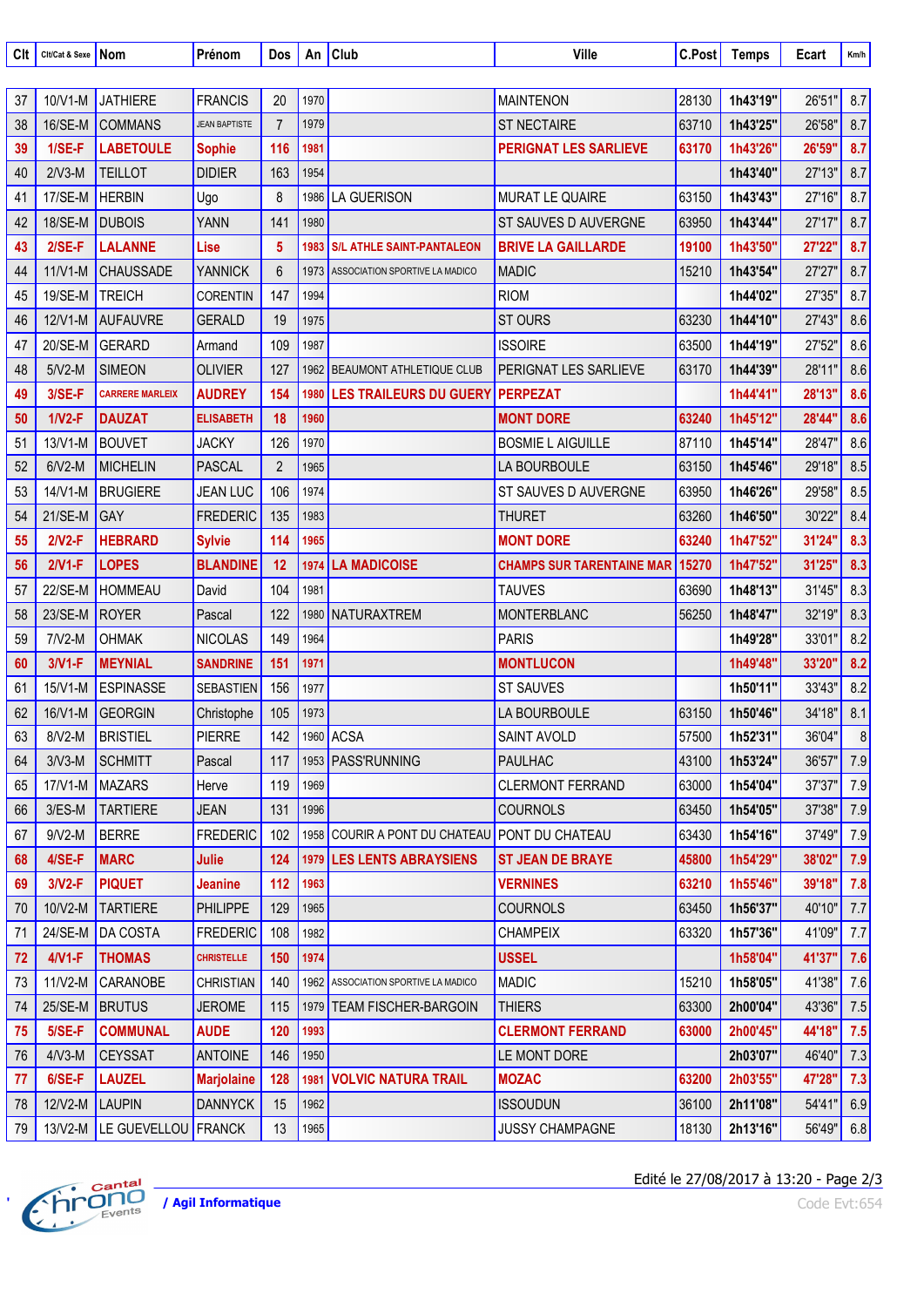| Clt | Clt/Cat & Sexe | Nom | Prénom | Dos | An | Club | Ville | C.Post | Temps | Ecart | Km/h |
|---|---|---|---|---|---|---|---|---|---|---|---|
| 37 | 10/V1-M | JATHIERE | FRANCIS | 20 | 1970 | | MAINTENON | 28130 | 1h43'19" | 26'51" | 8.7 |
| 38 | 16/SE-M | COMMANS | JEAN BAPTISTE | 7 | 1979 | | ST NECTAIRE | 63710 | 1h43'25" | 26'58" | 8.7 |
| 39 | 1/SE-F | LABETOULE | Sophie | 116 | 1981 | | PERIGNAT LES SARLIEVE | 63170 | 1h43'26" | 26'59" | 8.7 |
| 40 | 2/V3-M | TEILLOT | DIDIER | 163 | 1954 | | | | 1h43'40" | 27'13" | 8.7 |
| 41 | 17/SE-M | HERBIN | Ugo | 8 | 1986 | LA GUERISON | MURAT LE QUAIRE | 63150 | 1h43'43" | 27'16" | 8.7 |
| 42 | 18/SE-M | DUBOIS | YANN | 141 | 1980 | | ST SAUVES D AUVERGNE | 63950 | 1h43'44" | 27'17" | 8.7 |
| 43 | 2/SE-F | LALANNE | Lise | 5 | 1983 | S/L ATHLE SAINT-PANTALEON | BRIVE LA GAILLARDE | 19100 | 1h43'50" | 27'22" | 8.7 |
| 44 | 11/V1-M | CHAUSSADE | YANNICK | 6 | 1973 | ASSOCIATION SPORTIVE LA MADICO | MADIC | 15210 | 1h43'54" | 27'27" | 8.7 |
| 45 | 19/SE-M | TREICH | CORENTIN | 147 | 1994 | | RIOM | | 1h44'02" | 27'35" | 8.7 |
| 46 | 12/V1-M | AUFAUVRE | GERALD | 19 | 1975 | | ST OURS | 63230 | 1h44'10" | 27'43" | 8.6 |
| 47 | 20/SE-M | GERARD | Armand | 109 | 1987 | | ISSOIRE | 63500 | 1h44'19" | 27'52" | 8.6 |
| 48 | 5/V2-M | SIMEON | OLIVIER | 127 | 1962 | BEAUMONT ATHLETIQUE CLUB | PERIGNAT LES SARLIEVE | 63170 | 1h44'39" | 28'11" | 8.6 |
| 49 | 3/SE-F | CARRERE MARLEIX | AUDREY | 154 | 1980 | LES TRAILEURS DU GUERY | PERPEZAT | | 1h44'41" | 28'13" | 8.6 |
| 50 | 1/V2-F | DAUZAT | ELISABETH | 18 | 1960 | | MONT DORE | 63240 | 1h45'12" | 28'44" | 8.6 |
| 51 | 13/V1-M | BOUVET | JACKY | 126 | 1970 | | BOSMIE L AIGUILLE | 87110 | 1h45'14" | 28'47" | 8.6 |
| 52 | 6/V2-M | MICHELIN | PASCAL | 2 | 1965 | | LA BOURBOULE | 63150 | 1h45'46" | 29'18" | 8.5 |
| 53 | 14/V1-M | BRUGIERE | JEAN LUC | 106 | 1974 | | ST SAUVES D AUVERGNE | 63950 | 1h46'26" | 29'58" | 8.5 |
| 54 | 21/SE-M | GAY | FREDERIC | 135 | 1983 | | THURET | 63260 | 1h46'50" | 30'22" | 8.4 |
| 55 | 2/V2-F | HEBRARD | Sylvie | 114 | 1965 | | MONT DORE | 63240 | 1h47'52" | 31'24" | 8.3 |
| 56 | 2/V1-F | LOPES | BLANDINE | 12 | 1974 | LA MADICOISE | CHAMPS SUR TARENTAINE MAR | 15270 | 1h47'52" | 31'25" | 8.3 |
| 57 | 22/SE-M | HOMMEAU | David | 104 | 1981 | | TAUVES | 63690 | 1h48'13" | 31'45" | 8.3 |
| 58 | 23/SE-M | ROYER | Pascal | 122 | 1980 | NATURAXTREM | MONTERBLANC | 56250 | 1h48'47" | 32'19" | 8.3 |
| 59 | 7/V2-M | OHMAK | NICOLAS | 149 | 1964 | | PARIS | | 1h49'28" | 33'01" | 8.2 |
| 60 | 3/V1-F | MEYNIAL | SANDRINE | 151 | 1971 | | MONTLUCON | | 1h49'48" | 33'20" | 8.2 |
| 61 | 15/V1-M | ESPINASSE | SEBASTIEN | 156 | 1977 | | ST SAUVES | | 1h50'11" | 33'43" | 8.2 |
| 62 | 16/V1-M | GEORGIN | Christophe | 105 | 1973 | | LA BOURBOULE | 63150 | 1h50'46" | 34'18" | 8.1 |
| 63 | 8/V2-M | BRISTIEL | PIERRE | 142 | 1960 | ACSA | SAINT AVOLD | 57500 | 1h52'31" | 36'04" | 8 |
| 64 | 3/V3-M | SCHMITT | Pascal | 117 | 1953 | PASS'RUNNING | PAULHAC | 43100 | 1h53'24" | 36'57" | 7.9 |
| 65 | 17/V1-M | MAZARS | Herve | 119 | 1969 | | CLERMONT FERRAND | 63000 | 1h54'04" | 37'37" | 7.9 |
| 66 | 3/ES-M | TARTIERE | JEAN | 131 | 1996 | | COURNOLS | 63450 | 1h54'05" | 37'38" | 7.9 |
| 67 | 9/V2-M | BERRE | FREDERIC | 102 | 1958 | COURIR A PONT DU CHATEAU | PONT DU CHATEAU | 63430 | 1h54'16" | 37'49" | 7.9 |
| 68 | 4/SE-F | MARC | Julie | 124 | 1979 | LES LENTS ABRAYSIENS | ST JEAN DE BRAYE | 45800 | 1h54'29" | 38'02" | 7.9 |
| 69 | 3/V2-F | PIQUET | Jeanine | 112 | 1963 | | VERNINES | 63210 | 1h55'46" | 39'18" | 7.8 |
| 70 | 10/V2-M | TARTIERE | PHILIPPE | 129 | 1965 | | COURNOLS | 63450 | 1h56'37" | 40'10" | 7.7 |
| 71 | 24/SE-M | DA COSTA | FREDERIC | 108 | 1982 | | CHAMPEIX | 63320 | 1h57'36" | 41'09" | 7.7 |
| 72 | 4/V1-F | THOMAS | CHRISTELLE | 150 | 1974 | | USSEL | | 1h58'04" | 41'37" | 7.6 |
| 73 | 11/V2-M | CARANOBE | CHRISTIAN | 140 | 1962 | ASSOCIATION SPORTIVE LA MADICO | MADIC | 15210 | 1h58'05" | 41'38" | 7.6 |
| 74 | 25/SE-M | BRUTUS | JEROME | 115 | 1979 | TEAM FISCHER-BARGOIN | THIERS | 63300 | 2h00'04" | 43'36" | 7.5 |
| 75 | 5/SE-F | COMMUNAL | AUDE | 120 | 1993 | | CLERMONT FERRAND | 63000 | 2h00'45" | 44'18" | 7.5 |
| 76 | 4/V3-M | CEYSSAT | ANTOINE | 146 | 1950 | | LE MONT DORE | | 2h03'07" | 46'40" | 7.3 |
| 77 | 6/SE-F | LAUZEL | Marjolaine | 128 | 1981 | VOLVIC NATURA TRAIL | MOZAC | 63200 | 2h03'55" | 47'28" | 7.3 |
| 78 | 12/V2-M | LAUPIN | DANNYCK | 15 | 1962 | | ISSOUDUN | 36100 | 2h11'08" | 54'41" | 6.9 |
| 79 | 13/V2-M | LE GUEVELLOU | FRANCK | 13 | 1965 | | JUSSY CHAMPAGNE | 18130 | 2h13'16" | 56'49" | 6.8 |

Edité le 27/08/2017 à 13:20

Cantal Chrono Events / Agil Informatique

Code Evt:654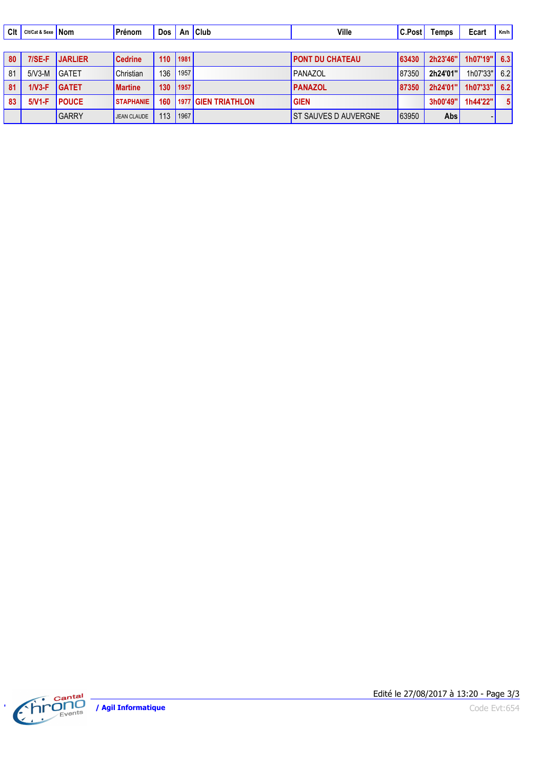| Clt | Clt/Cat & Sexe | Nom | Prénom | Dos | An | Club | Ville | C.Post | Temps | Ecart | Km/h |
|---|---|---|---|---|---|---|---|---|---|---|---|
| 80 | 7/SE-F | JARLIER | Cedrine | 110 | 1981 | | PONT DU CHATEAU | 63430 | 2h23'46" | 1h07'19" | 6.3 |
| 81 | 5/V3-M | GATET | Christian | 136 | 1957 | | PANAZOL | 87350 | 2h24'01" | 1h07'33" | 6.2 |
| 81 | 1/V3-F | GATET | Martine | 130 | 1957 | | PANAZOL | 87350 | 2h24'01" | 1h07'33" | 6.2 |
| 83 | 5/V1-F | POUCE | STAPHANIE | 160 | 1977 | GIEN TRIATHLON | GIEN | | 3h00'49" | 1h44'22" | 5 |
| | | GARRY | JEAN CLAUDE | 113 | 1967 | | ST SAUVES D AUVERGNE | 63950 | Abs | - | |

Edité le 27/08/2017 à 13:20

/ Agil Informatique

Code Evt:654